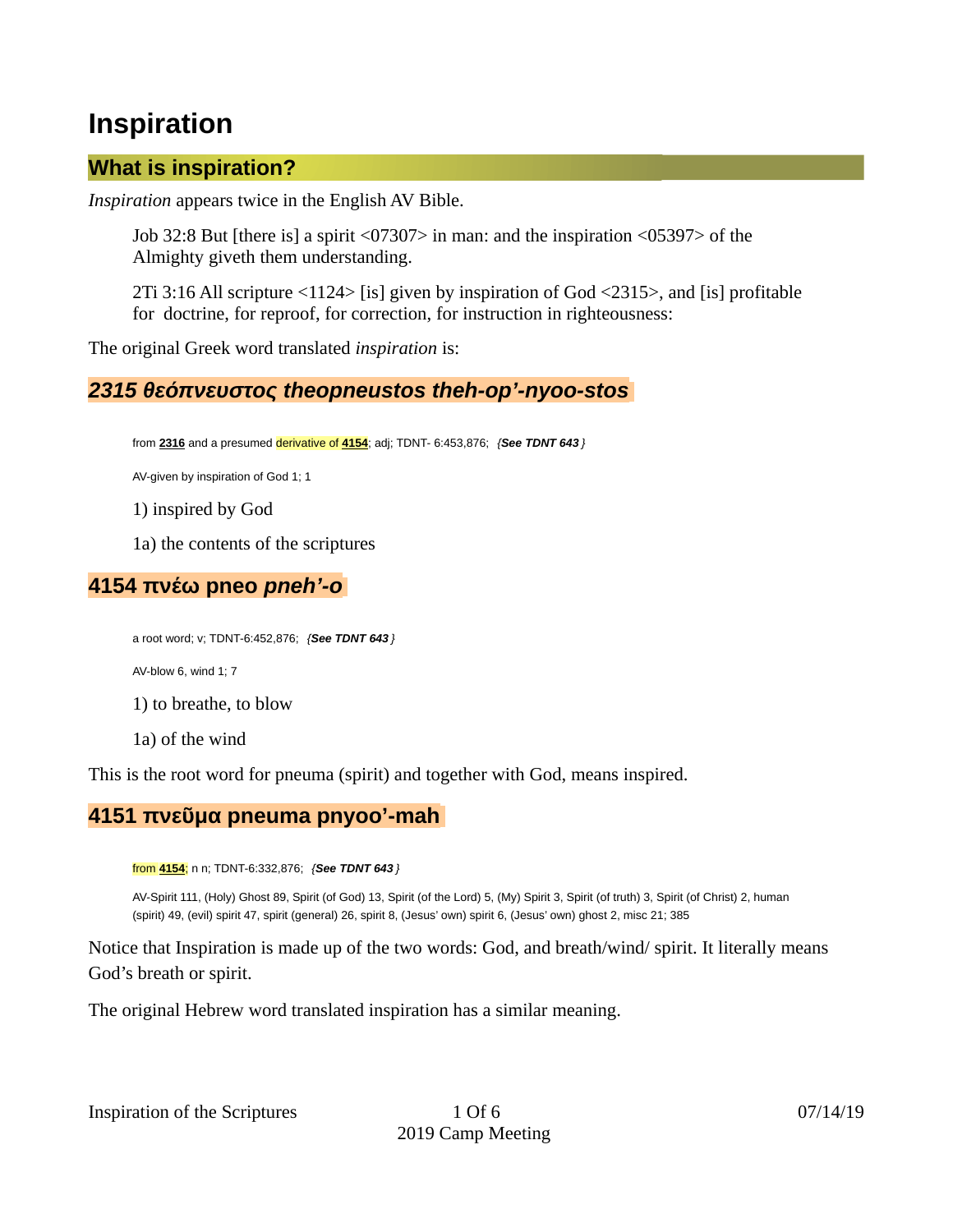# Inspiration

## What is inspiration?

*Inspiration* appears twice in the English AV Bible.

> Job 32:8 But [there is] a spirit <07307> in man: and the inspiration <05397> of the Almighty giveth them understanding.
>
> 2Ti 3:16 All scripture <1124> [is] given by inspiration of God <2315>, and [is] profitable for doctrine, for reproof, for correction, for instruction in righteousness:

The original Greek word translated *inspiration* is:

### *2315 θεόπνευστος theopneustos theh-op'-nyoo-stos*

> from **2316** and a presumed derivative of **4154**; adj; TDNT- 6:453,876; *{**See TDNT 643**}*
>
> AV-given by inspiration of God 1; 1
>
> 1) inspired by God
>
> 1a) the contents of the scriptures

### 4154 πνέω pneo *pneh'-o*

> a root word; v; TDNT-6:452,876; *{**See TDNT 643**}*
>
> AV-blow 6, wind 1; 7
>
> 1) to breathe, to blow
>
> 1a) of the wind

This is the root word for pneuma (spirit) and together with God, means inspired.

### 4151 πνεῦμα pneuma pnyoo'-mah

> from **4154**; n n; TDNT-6:332,876; *{**See TDNT 643**}*
>
> AV-Spirit 111, (Holy) Ghost 89, Spirit (of God) 13, Spirit (of the Lord) 5, (My) Spirit 3, Spirit (of truth) 3, Spirit (of Christ) 2, human (spirit) 49, (evil) spirit 47, spirit (general) 26, spirit 8, (Jesus' own) spirit 6, (Jesus' own) ghost 2, misc 21; 385

Notice that Inspiration is made up of the two words: God, and breath/wind/ spirit. It literally means God's breath or spirit.

The original Hebrew word translated inspiration has a similar meaning.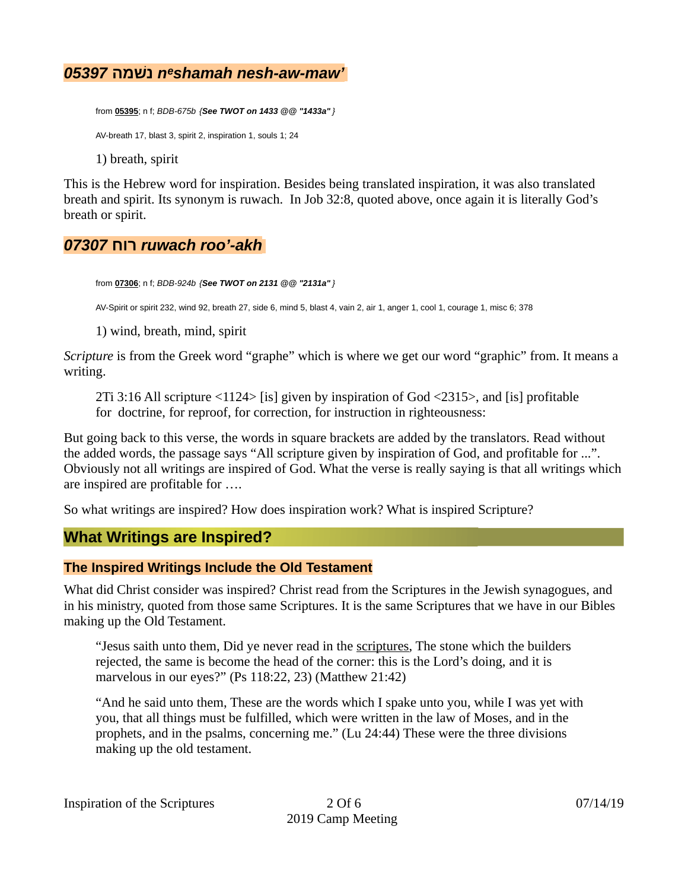### *05397 נשׁמה nᵉshamah nesh-aw-maw'*

from **05395**; n f; *BDB-675b {**See TWOT on 1433 @@ "1433a"** }*

AV-breath 17, blast 3, spirit 2, inspiration 1, souls 1; 24

1) breath, spirit

This is the Hebrew word for inspiration. Besides being translated inspiration, it was also translated breath and spirit. Its synonym is ruwach. In Job 32:8, quoted above, once again it is literally God's breath or spirit.

### *07307 רוח ruwach roo'-akh*

from **07306**; n f; *BDB-924b {**See TWOT on 2131 @@ "2131a"** }*

AV-Spirit or spirit 232, wind 92, breath 27, side 6, mind 5, blast 4, vain 2, air 1, anger 1, cool 1, courage 1, misc 6; 378

1) wind, breath, mind, spirit

*Scripture* is from the Greek word "graphe" which is where we get our word "graphic" from. It means a writing.

> 2Ti 3:16 All scripture <1124> [is] given by inspiration of God <2315>, and [is] profitable for doctrine, for reproof, for correction, for instruction in righteousness:

But going back to this verse, the words in square brackets are added by the translators. Read without the added words, the passage says "All scripture given by inspiration of God, and profitable for ...". Obviously not all writings are inspired of God. What the verse is really saying is that all writings which are inspired are profitable for ….

So what writings are inspired? How does inspiration work? What is inspired Scripture?

## What Writings are Inspired?

### The Inspired Writings Include the Old Testament

What did Christ consider was inspired? Christ read from the Scriptures in the Jewish synagogues, and in his ministry, quoted from those same Scriptures. It is the same Scriptures that we have in our Bibles making up the Old Testament.

> "Jesus saith unto them, Did ye never read in the scriptures, The stone which the builders rejected, the same is become the head of the corner: this is the Lord's doing, and it is marvelous in our eyes?" (Ps 118:22, 23) (Matthew 21:42)

> "And he said unto them, These are the words which I spake unto you, while I was yet with you, that all things must be fulfilled, which were written in the law of Moses, and in the prophets, and in the psalms, concerning me." (Lu 24:44) These were the three divisions making up the old testament.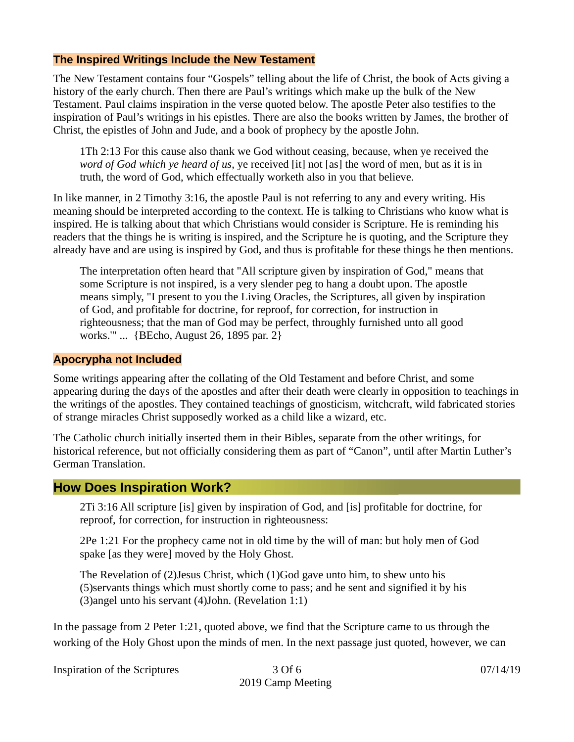### The Inspired Writings Include the New Testament

The New Testament contains four “Gospels” telling about the life of Christ, the book of Acts giving a history of the early church. Then there are Paul’s writings which make up the bulk of the New Testament. Paul claims inspiration in the verse quoted below. The apostle Peter also testifies to the inspiration of Paul’s writings in his epistles. There are also the books written by James, the brother of Christ, the epistles of John and Jude, and a book of prophecy by the apostle John.

> 1Th 2:13 For this cause also thank we God without ceasing, because, when ye received the *word of God which ye heard of us*, ye received [it] not [as] the word of men, but as it is in truth, the word of God, which effectually worketh also in you that believe.

In like manner, in 2 Timothy 3:16, the apostle Paul is not referring to any and every writing. His meaning should be interpreted according to the context. He is talking to Christians who know what is inspired. He is talking about that which Christians would consider is Scripture. He is reminding his readers that the things he is writing is inspired, and the Scripture he is quoting, and the Scripture they already have and are using is inspired by God, and thus is profitable for these things he then mentions.

> The interpretation often heard that "All scripture given by inspiration of God," means that some Scripture is not inspired, is a very slender peg to hang a doubt upon. The apostle means simply, "I present to you the Living Oracles, the Scriptures, all given by inspiration of God, and profitable for doctrine, for reproof, for correction, for instruction in righteousness; that the man of God may be perfect, throughly furnished unto all good works.'" ... {BEcho, August 26, 1895 par. 2}

### Apocrypha not Included

Some writings appearing after the collating of the Old Testament and before Christ, and some appearing during the days of the apostles and after their death were clearly in opposition to teachings in the writings of the apostles. They contained teachings of gnosticism, witchcraft, wild fabricated stories of strange miracles Christ supposedly worked as a child like a wizard, etc.

The Catholic church initially inserted them in their Bibles, separate from the other writings, for historical reference, but not officially considering them as part of “Canon”, until after Martin Luther’s German Translation.

## How Does Inspiration Work?

> 2Ti 3:16 All scripture [is] given by inspiration of God, and [is] profitable for doctrine, for reproof, for correction, for instruction in righteousness:
>
> 2Pe 1:21 For the prophecy came not in old time by the will of man: but holy men of God spake [as they were] moved by the Holy Ghost.
>
> The Revelation of (2)Jesus Christ, which (1)God gave unto him, to shew unto his (5)servants things which must shortly come to pass; and he sent and signified it by his (3)angel unto his servant (4)John. (Revelation 1:1)

In the passage from 2 Peter 1:21, quoted above, we find that the Scripture came to us through the working of the Holy Ghost upon the minds of men. In the next passage just quoted, however, we can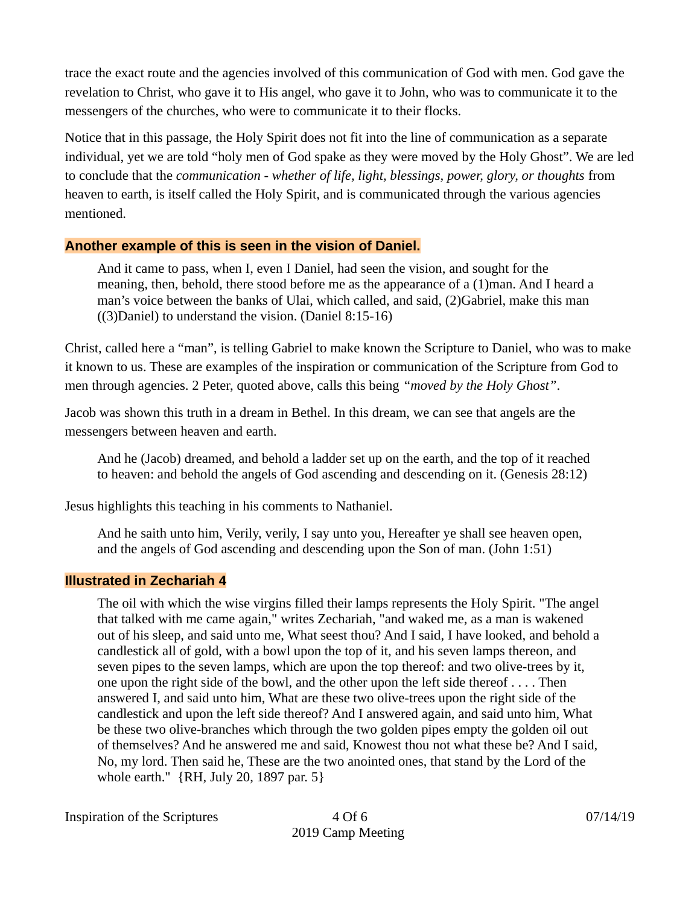trace the exact route and the agencies involved of this communication of God with men. God gave the revelation to Christ, who gave it to His angel, who gave it to John, who was to communicate it to the messengers of the churches, who were to communicate it to their flocks.

Notice that in this passage, the Holy Spirit does not fit into the line of communication as a separate individual, yet we are told “holy men of God spake as they were moved by the Holy Ghost”. We are led to conclude that the *communication - whether of life, light, blessings, power, glory, or thoughts* from heaven to earth, is itself called the Holy Spirit, and is communicated through the various agencies mentioned.

### **Another example of this is seen in the vision of Daniel.**

> And it came to pass, when I, even I Daniel, had seen the vision, and sought for the meaning, then, behold, there stood before me as the appearance of a (1)man. And I heard a man’s voice between the banks of Ulai, which called, and said, (2)Gabriel, make this man ((3)Daniel) to understand the vision. (Daniel 8:15-16)

Christ, called here a “man”, is telling Gabriel to make known the Scripture to Daniel, who was to make it known to us. These are examples of the inspiration or communication of the Scripture from God to men through agencies. 2 Peter, quoted above, calls this being *“moved by the Holy Ghost”*.

Jacob was shown this truth in a dream in Bethel. In this dream, we can see that angels are the messengers between heaven and earth.

> And he (Jacob) dreamed, and behold a ladder set up on the earth, and the top of it reached to heaven: and behold the angels of God ascending and descending on it. (Genesis 28:12)

Jesus highlights this teaching in his comments to Nathaniel.

> And he saith unto him, Verily, verily, I say unto you, Hereafter ye shall see heaven open, and the angels of God ascending and descending upon the Son of man. (John 1:51)

### **Illustrated in Zechariah 4**

> The oil with which the wise virgins filled their lamps represents the Holy Spirit. "The angel that talked with me came again," writes Zechariah, "and waked me, as a man is wakened out of his sleep, and said unto me, What seest thou? And I said, I have looked, and behold a candlestick all of gold, with a bowl upon the top of it, and his seven lamps thereon, and seven pipes to the seven lamps, which are upon the top thereof: and two olive-trees by it, one upon the right side of the bowl, and the other upon the left side thereof . . . . Then answered I, and said unto him, What are these two olive-trees upon the right side of the candlestick and upon the left side thereof? And I answered again, and said unto him, What be these two olive-branches which through the two golden pipes empty the golden oil out of themselves? And he answered me and said, Knowest thou not what these be? And I said, No, my lord. Then said he, These are the two anointed ones, that stand by the Lord of the whole earth." {RH, July 20, 1897 par. 5}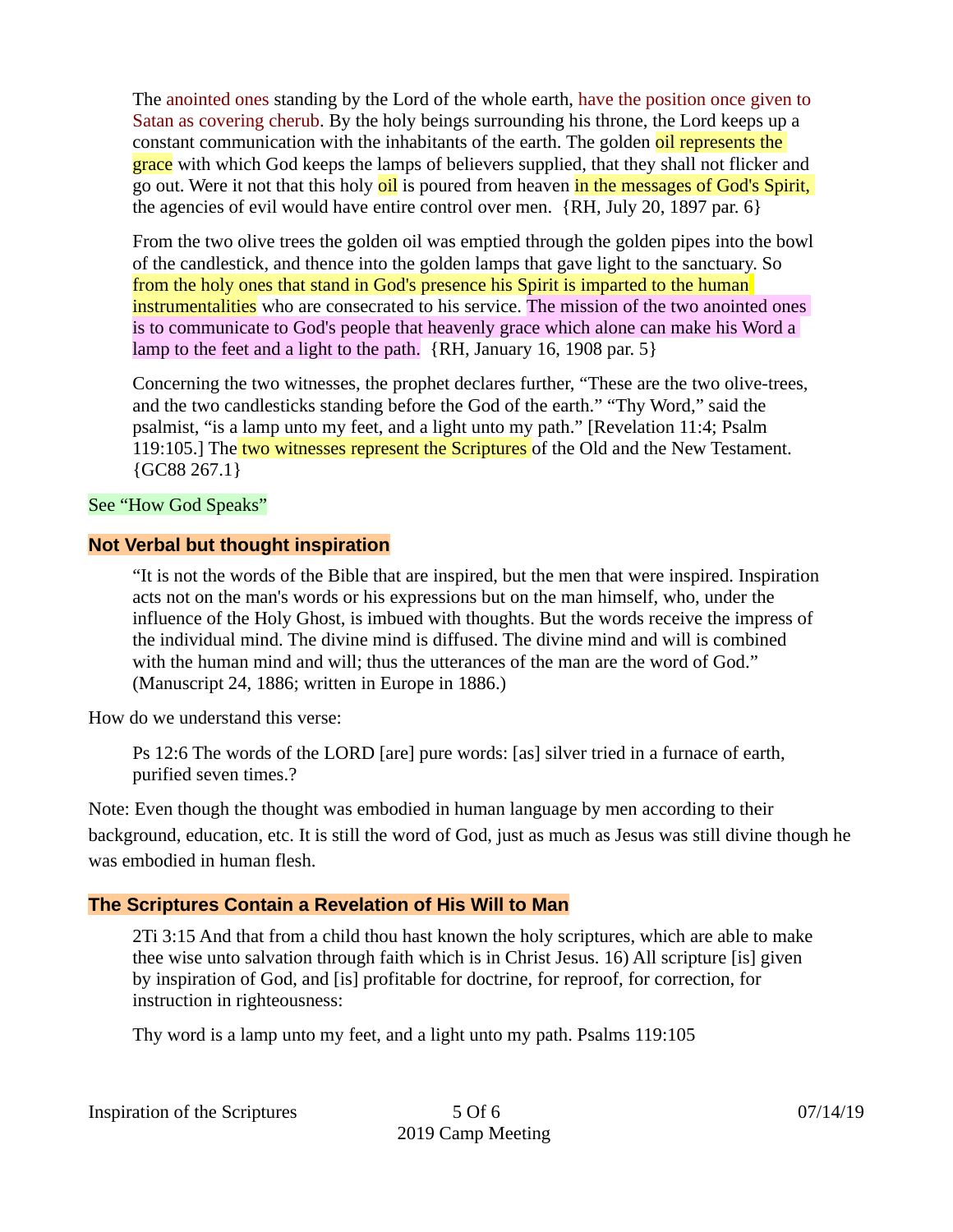> The anointed ones standing by the Lord of the whole earth, have the position once given to Satan as covering cherub. By the holy beings surrounding his throne, the Lord keeps up a constant communication with the inhabitants of the earth. The golden oil represents the grace with which God keeps the lamps of believers supplied, that they shall not flicker and go out. Were it not that this holy oil is poured from heaven in the messages of God's Spirit, the agencies of evil would have entire control over men. {RH, July 20, 1897 par. 6}

> From the two olive trees the golden oil was emptied through the golden pipes into the bowl of the candlestick, and thence into the golden lamps that gave light to the sanctuary. So from the holy ones that stand in God's presence his Spirit is imparted to the human instrumentalities who are consecrated to his service. The mission of the two anointed ones is to communicate to God's people that heavenly grace which alone can make his Word a lamp to the feet and a light to the path. {RH, January 16, 1908 par. 5}

> Concerning the two witnesses, the prophet declares further, “These are the two olive-trees, and the two candlesticks standing before the God of the earth.” “Thy Word,” said the psalmist, “is a lamp unto my feet, and a light unto my path.” [Revelation 11:4; Psalm 119:105.] The two witnesses represent the Scriptures of the Old and the New Testament. {GC88 267.1}

See “How God Speaks”

## Not Verbal but thought inspiration

> “It is not the words of the Bible that are inspired, but the men that were inspired. Inspiration acts not on the man's words or his expressions but on the man himself, who, under the influence of the Holy Ghost, is imbued with thoughts. But the words receive the impress of the individual mind. The divine mind is diffused. The divine mind and will is combined with the human mind and will; thus the utterances of the man are the word of God.” (Manuscript 24, 1886; written in Europe in 1886.)

How do we understand this verse:

> Ps 12:6 The words of the LORD [are] pure words: [as] silver tried in a furnace of earth, purified seven times.?

Note: Even though the thought was embodied in human language by men according to their background, education, etc. It is still the word of God, just as much as Jesus was still divine though he was embodied in human flesh.

## The Scriptures Contain a Revelation of His Will to Man

> 2Ti 3:15 And that from a child thou hast known the holy scriptures, which are able to make thee wise unto salvation through faith which is in Christ Jesus. 16) All scripture [is] given by inspiration of God, and [is] profitable for doctrine, for reproof, for correction, for instruction in righteousness:

> Thy word is a lamp unto my feet, and a light unto my path. Psalms 119:105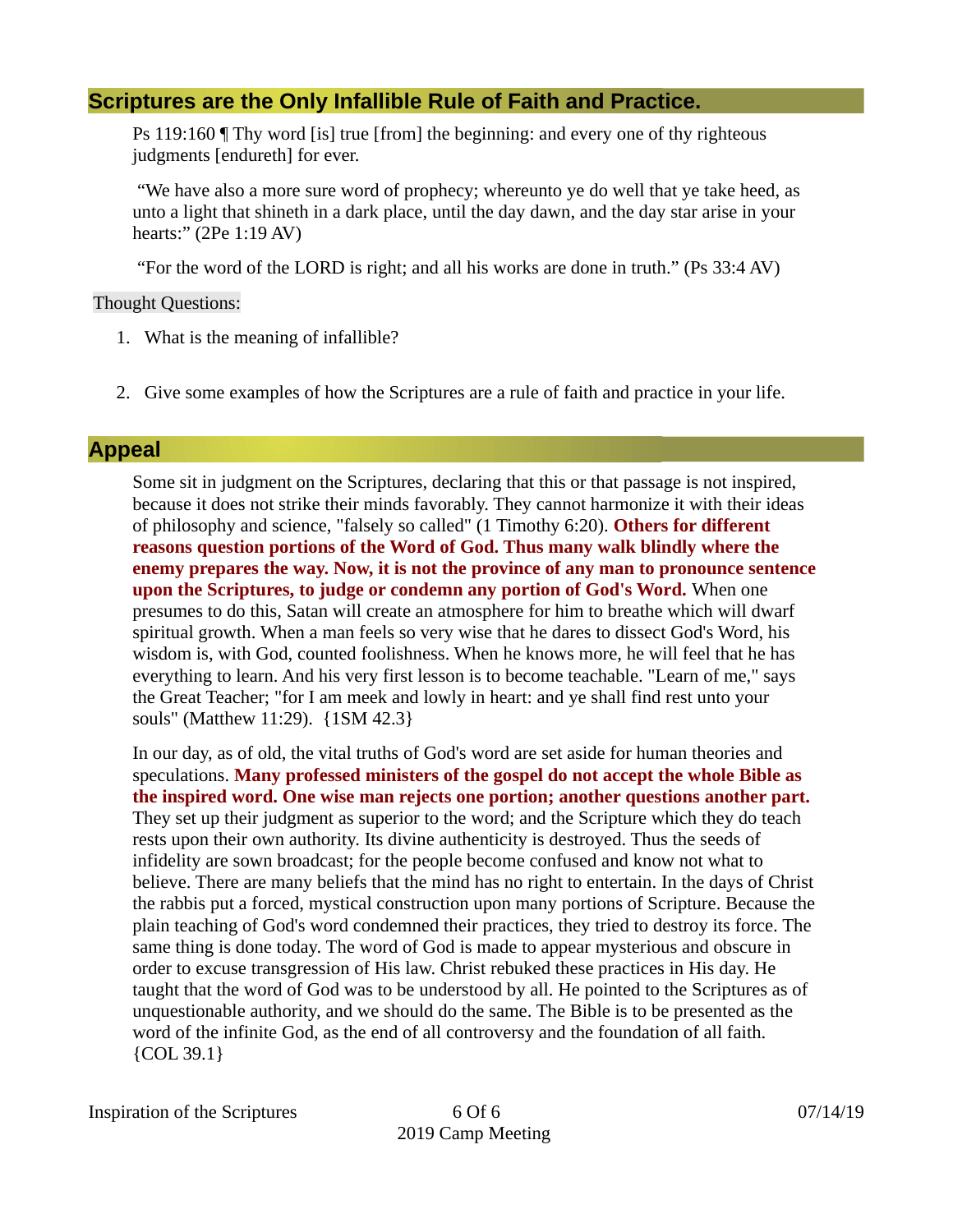## Scriptures are the Only Infallible Rule of Faith and Practice.

Ps 119:160 ¶ Thy word [is] true [from] the beginning: and every one of thy righteous judgments [endureth] for ever.

"We have also a more sure word of prophecy; whereunto ye do well that ye take heed, as unto a light that shineth in a dark place, until the day dawn, and the day star arise in your hearts:" (2Pe 1:19 AV)

"For the word of the LORD is right; and all his works are done in truth." (Ps 33:4 AV)

Thought Questions:

1. What is the meaning of infallible?

2. Give some examples of how the Scriptures are a rule of faith and practice in your life.

## Appeal

Some sit in judgment on the Scriptures, declaring that this or that passage is not inspired, because it does not strike their minds favorably. They cannot harmonize it with their ideas of philosophy and science, "falsely so called" (1 Timothy 6:20). **Others for different reasons question portions of the Word of God. Thus many walk blindly where the enemy prepares the way. Now, it is not the province of any man to pronounce sentence upon the Scriptures, to judge or condemn any portion of God's Word.** When one presumes to do this, Satan will create an atmosphere for him to breathe which will dwarf spiritual growth. When a man feels so very wise that he dares to dissect God's Word, his wisdom is, with God, counted foolishness. When he knows more, he will feel that he has everything to learn. And his very first lesson is to become teachable. "Learn of me," says the Great Teacher; "for I am meek and lowly in heart: and ye shall find rest unto your souls" (Matthew 11:29). {1SM 42.3}

In our day, as of old, the vital truths of God's word are set aside for human theories and speculations. **Many professed ministers of the gospel do not accept the whole Bible as the inspired word. One wise man rejects one portion; another questions another part.** They set up their judgment as superior to the word; and the Scripture which they do teach rests upon their own authority. Its divine authenticity is destroyed. Thus the seeds of infidelity are sown broadcast; for the people become confused and know not what to believe. There are many beliefs that the mind has no right to entertain. In the days of Christ the rabbis put a forced, mystical construction upon many portions of Scripture. Because the plain teaching of God's word condemned their practices, they tried to destroy its force. The same thing is done today. The word of God is made to appear mysterious and obscure in order to excuse transgression of His law. Christ rebuked these practices in His day. He taught that the word of God was to be understood by all. He pointed to the Scriptures as of unquestionable authority, and we should do the same. The Bible is to be presented as the word of the infinite God, as the end of all controversy and the foundation of all faith. {COL 39.1}